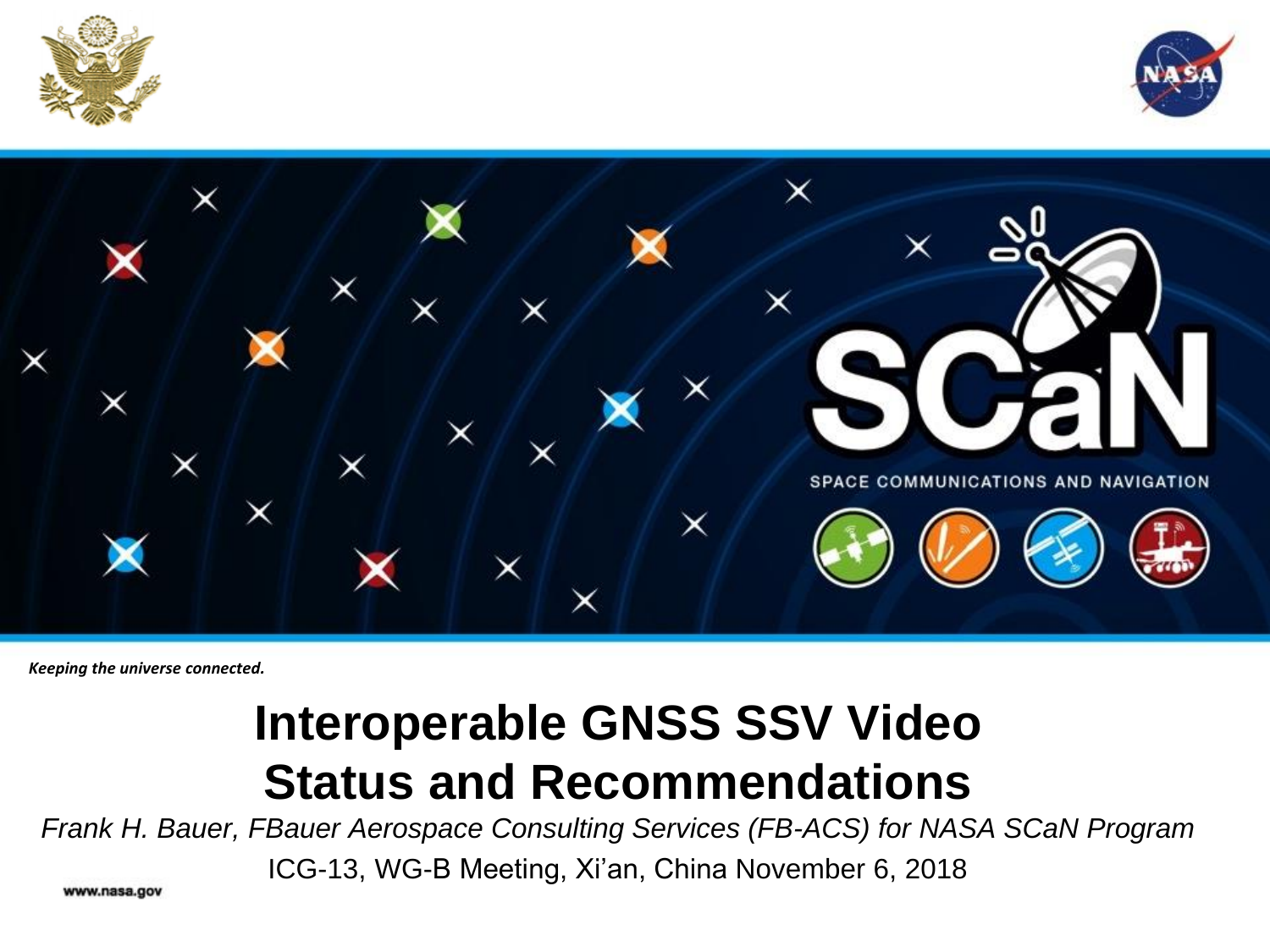SCaN

SPACE COMMUNICATIONS AND NAVIGATION

*Keeping the universe connected.*

# Interoperable GNSS SSV Video Status and Recommendations

*Frank H. Bauer, FBauer Aerospace Consulting Services (FB-ACS) for NASA SCaN Program*

ICG-13, WG-B Meeting, Xi'an, China November 6, 2018

www.nasa.gov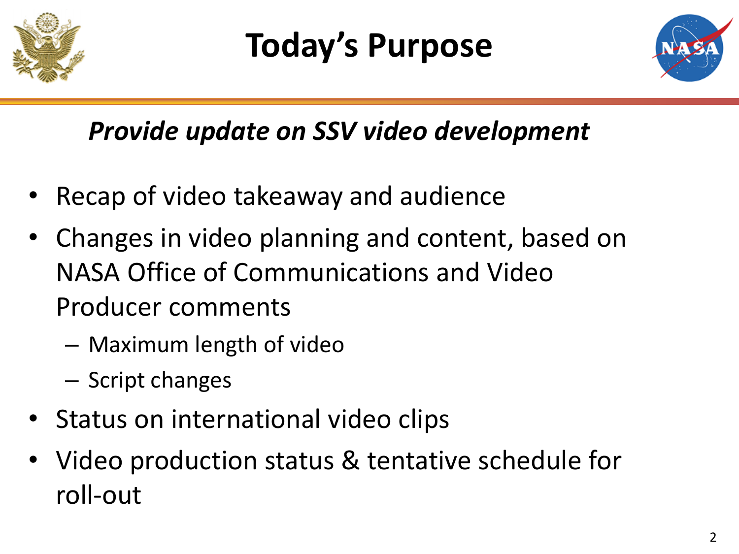# Today's Purpose

***Provide update on SSV video development***

- Recap of video takeaway and audience
- Changes in video planning and content, based on NASA Office of Communications and Video Producer comments
  - Maximum length of video
  - Script changes
- Status on international video clips
- Video production status & tentative schedule for roll-out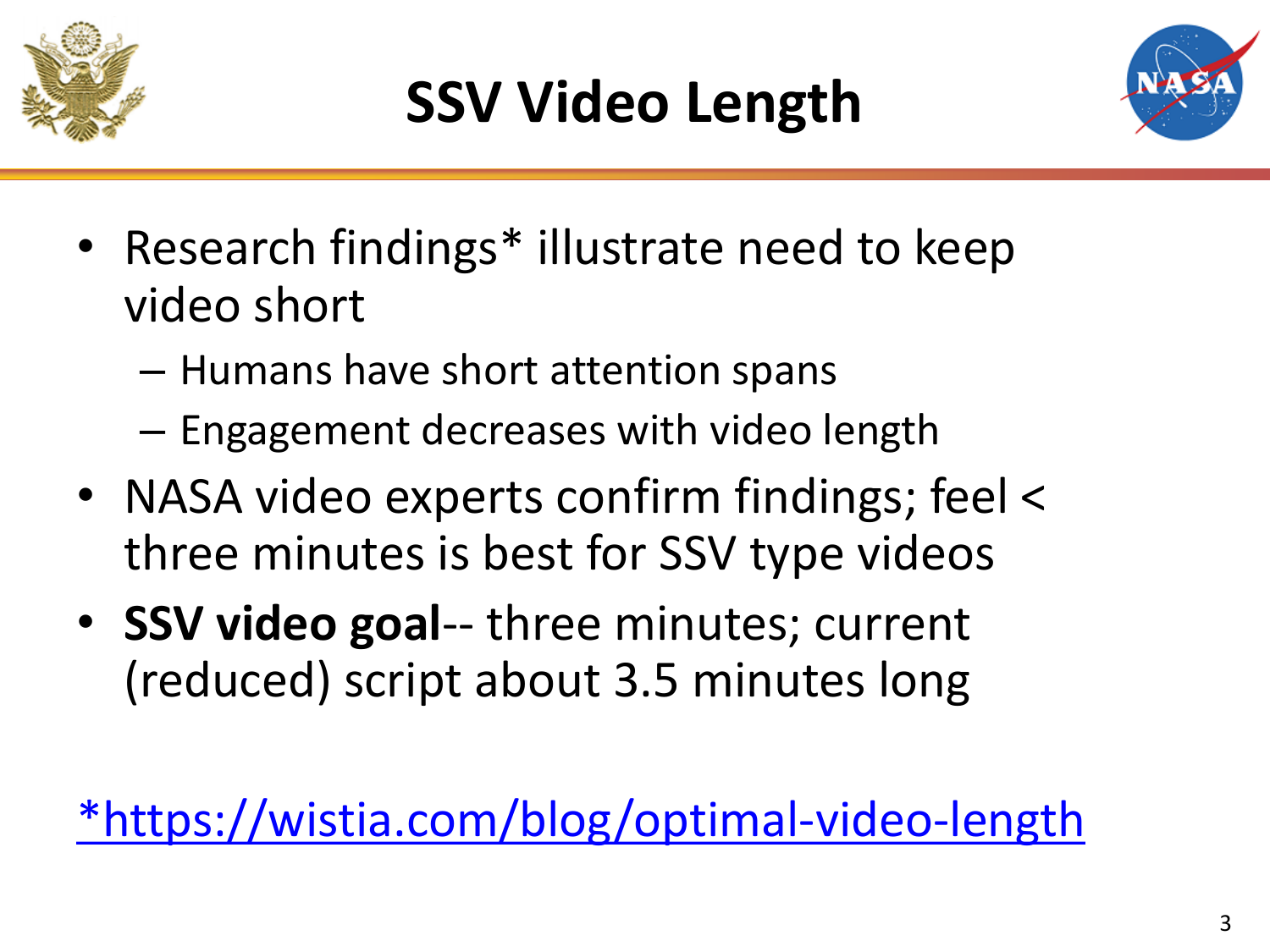# SSV Video Length

- Research findings* illustrate need to keep video short
  - Humans have short attention spans
  - Engagement decreases with video length
- NASA video experts confirm findings; feel < three minutes is best for SSV type videos
- **SSV video goal**-- three minutes; current (reduced) script about 3.5 minutes long

*https://wistia.com/blog/optimal-video-length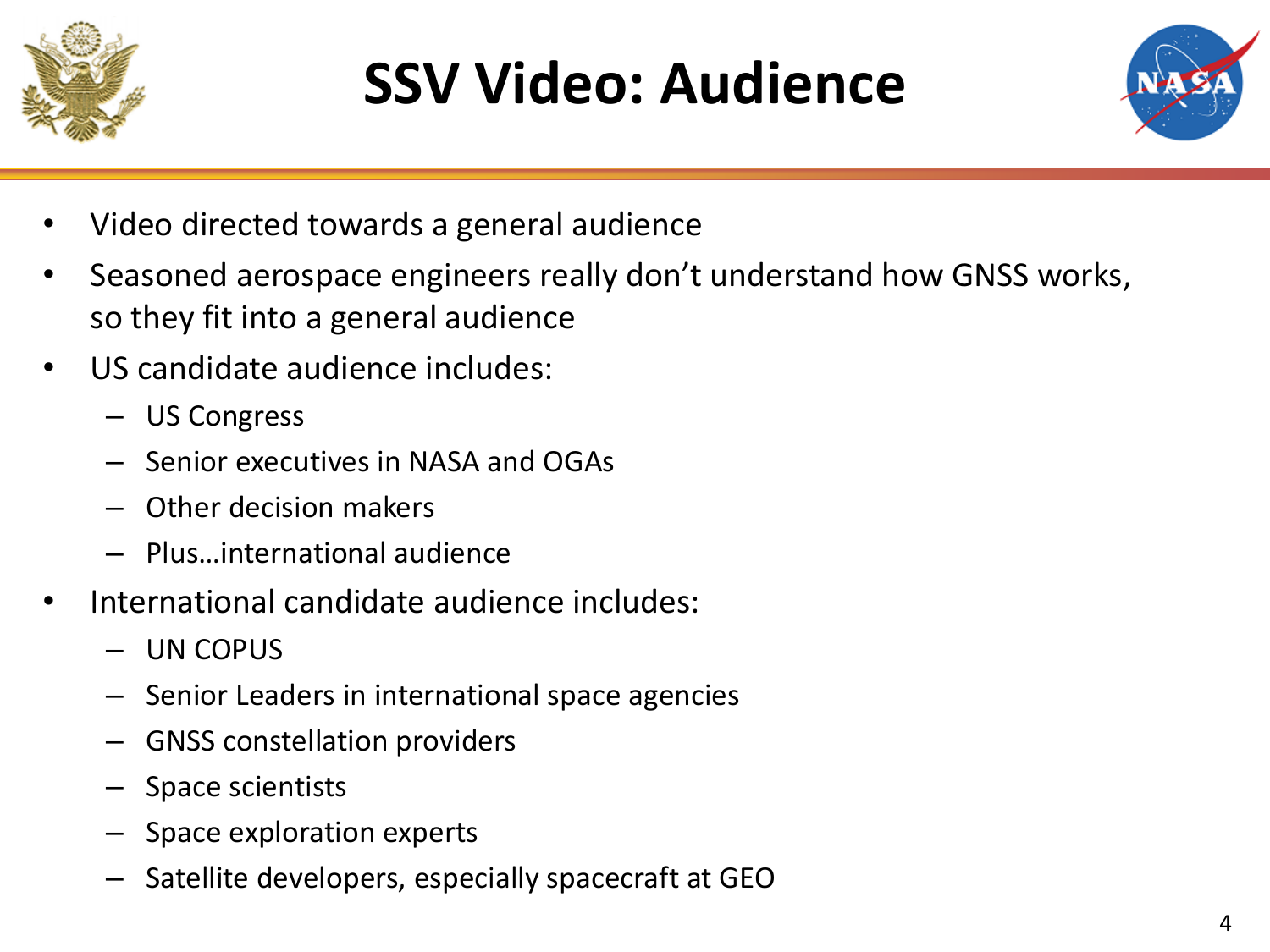# SSV Video: Audience

- Video directed towards a general audience
- Seasoned aerospace engineers really don't understand how GNSS works, so they fit into a general audience
- US candidate audience includes:
  - US Congress
  - Senior executives in NASA and OGAs
  - Other decision makers
  - Plus…international audience
- International candidate audience includes:
  - UN COPUS
  - Senior Leaders in international space agencies
  - GNSS constellation providers
  - Space scientists
  - Space exploration experts
  - Satellite developers, especially spacecraft at GEO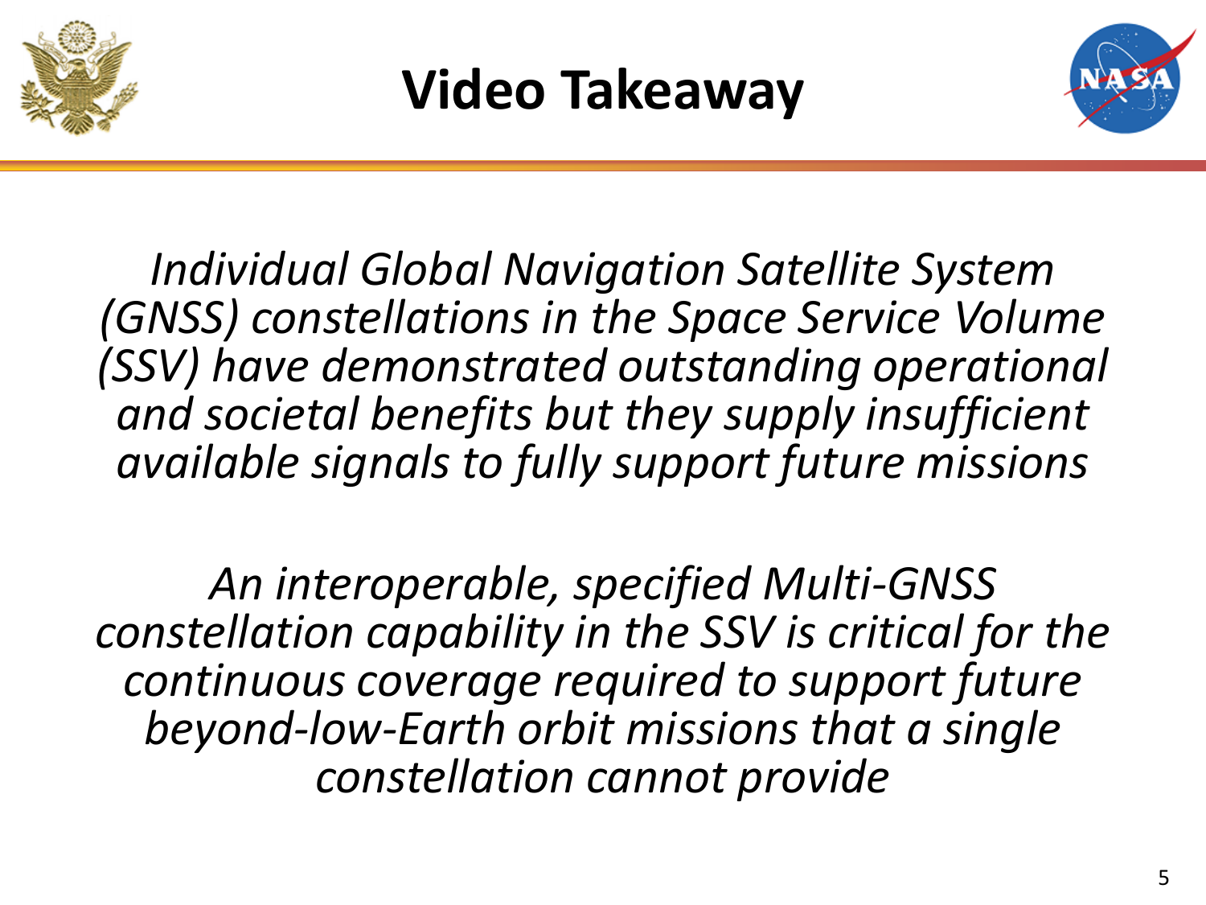# Video Takeaway

*Individual Global Navigation Satellite System (GNSS) constellations in the Space Service Volume (SSV) have demonstrated outstanding operational and societal benefits but they supply insufficient available signals to fully support future missions*

*An interoperable, specified Multi-GNSS constellation capability in the SSV is critical for the continuous coverage required to support future beyond-low-Earth orbit missions that a single constellation cannot provide*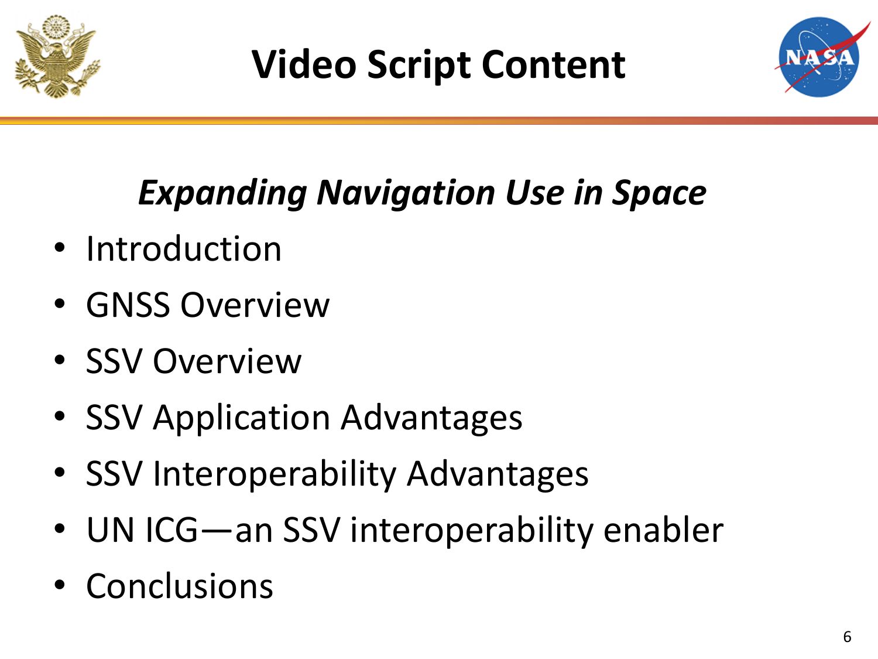# Video Script Content

## *Expanding Navigation Use in Space*

- Introduction
- GNSS Overview
- SSV Overview
- SSV Application Advantages
- SSV Interoperability Advantages
- UN ICG—an SSV interoperability enabler
- Conclusions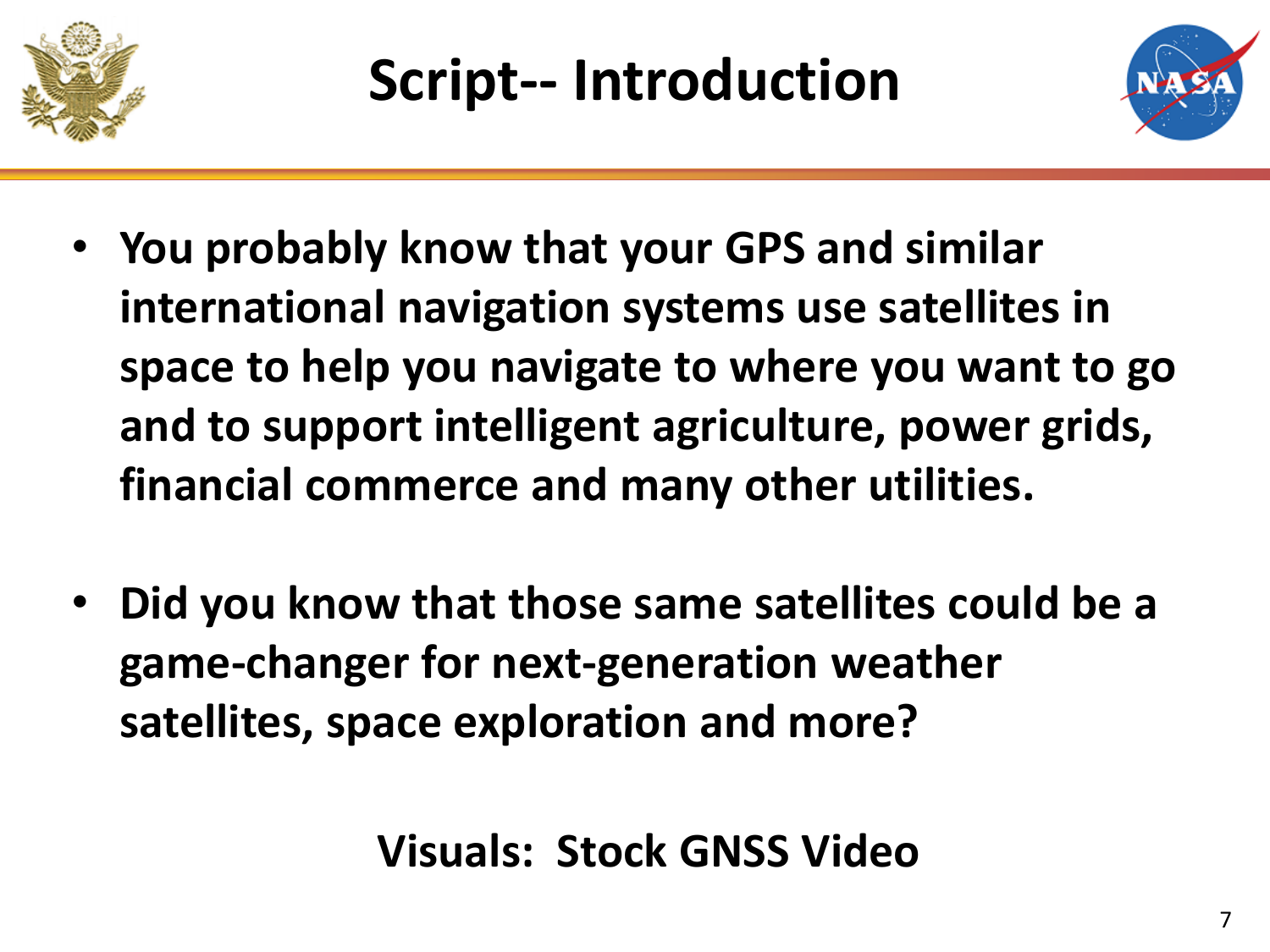# Script-- Introduction

- **You probably know that your GPS and similar international navigation systems use satellites in space to help you navigate to where you want to go and to support intelligent agriculture, power grids, financial commerce and many other utilities.**

- **Did you know that those same satellites could be a game-changer for next-generation weather satellites, space exploration and more?**

**Visuals: Stock GNSS Video**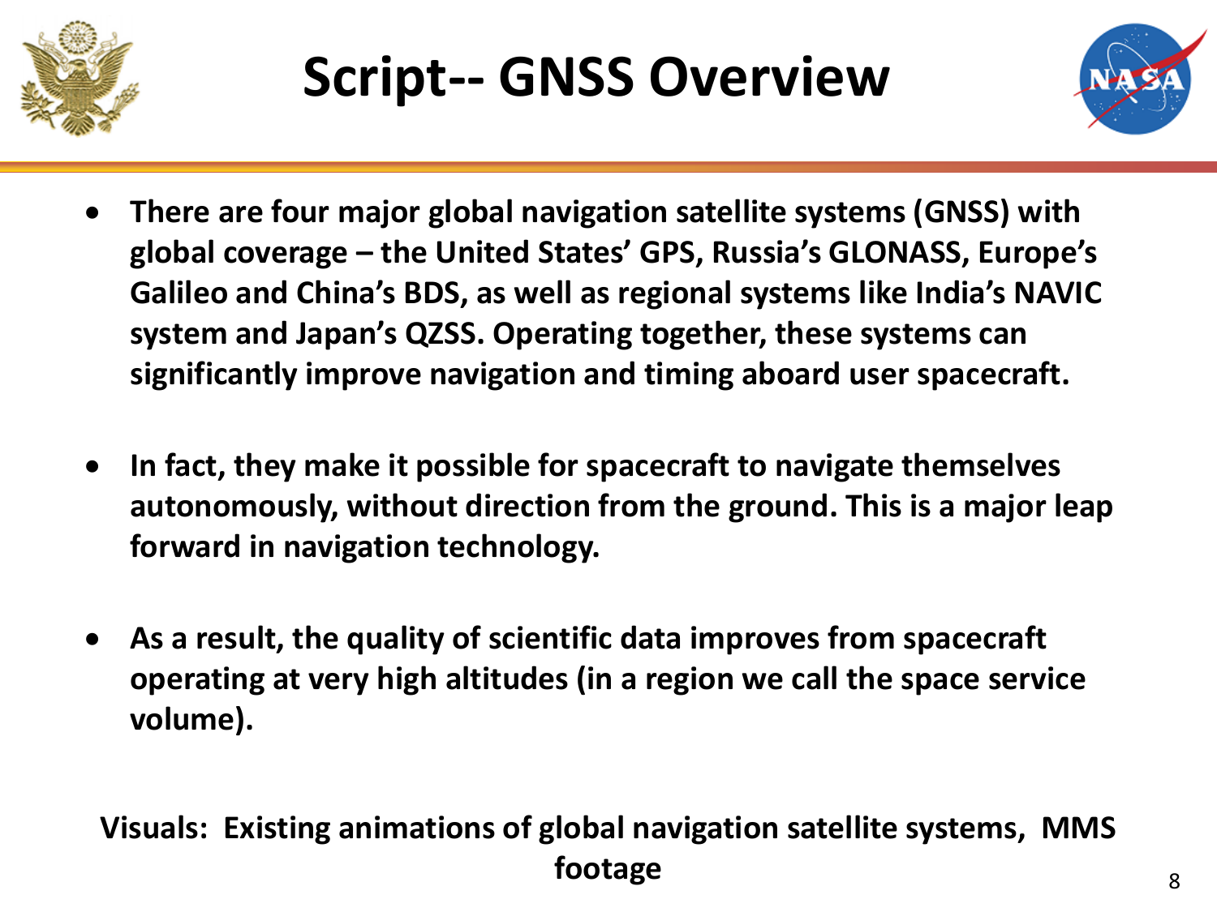# Script-- GNSS Overview

- **There are four major global navigation satellite systems (GNSS) with global coverage – the United States' GPS, Russia's GLONASS, Europe's Galileo and China's BDS, as well as regional systems like India's NAVIC system and Japan's QZSS. Operating together, these systems can significantly improve navigation and timing aboard user spacecraft.**

- **In fact, they make it possible for spacecraft to navigate themselves autonomously, without direction from the ground. This is a major leap forward in navigation technology.**

- **As a result, the quality of scientific data improves from spacecraft operating at very high altitudes (in a region we call the space service volume).**

**Visuals: Existing animations of global navigation satellite systems, MMS footage**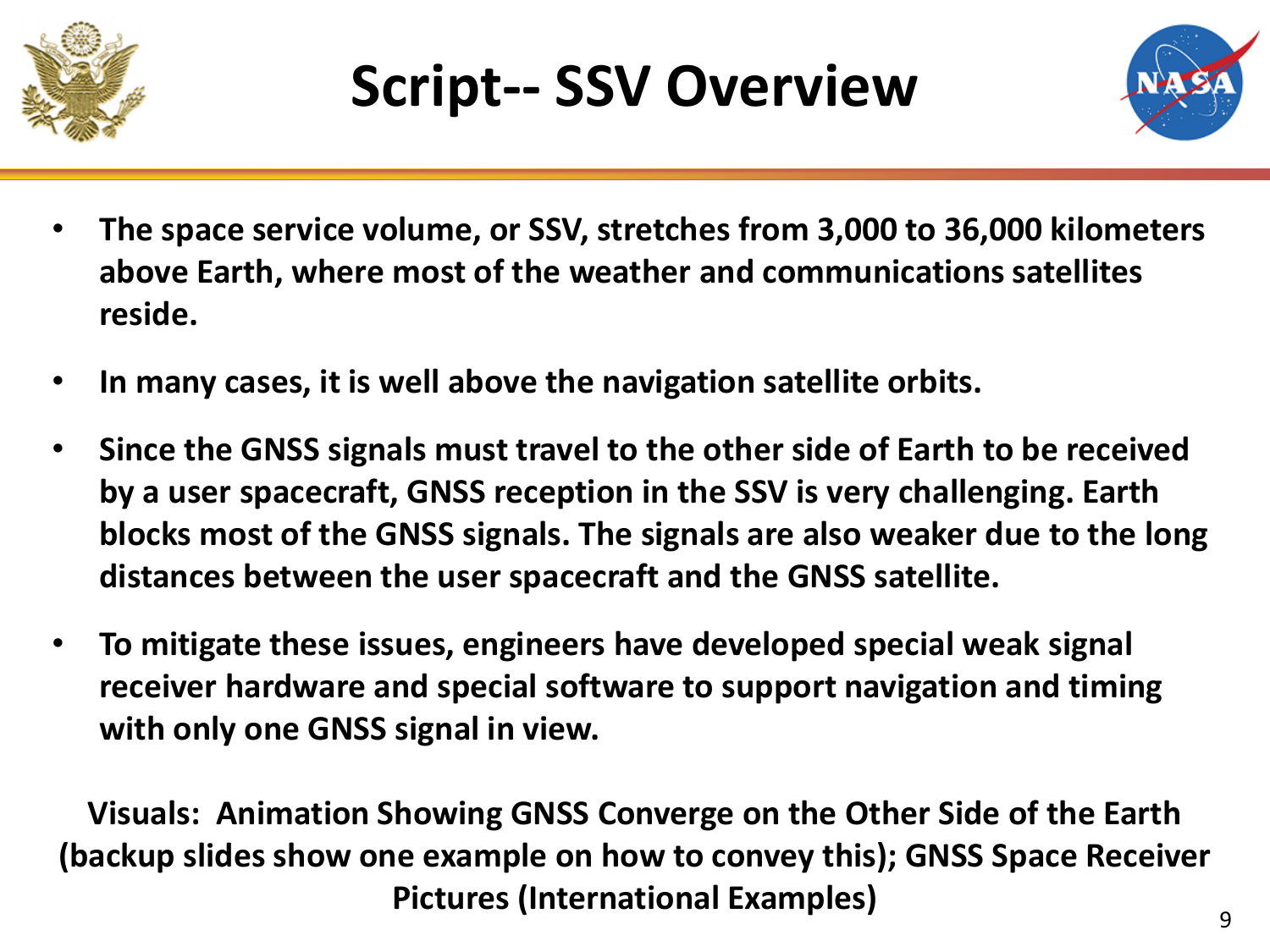# Script-- SSV Overview

- **The space service volume, or SSV, stretches from 3,000 to 36,000 kilometers above Earth, where most of the weather and communications satellites reside.**
- **In many cases, it is well above the navigation satellite orbits.**
- **Since the GNSS signals must travel to the other side of Earth to be received by a user spacecraft, GNSS reception in the SSV is very challenging. Earth blocks most of the GNSS signals. The signals are also weaker due to the long distances between the user spacecraft and the GNSS satellite.**
- **To mitigate these issues, engineers have developed special weak signal receiver hardware and special software to support navigation and timing with only one GNSS signal in view.**

**Visuals: Animation Showing GNSS Converge on the Other Side of the Earth (backup slides show one example on how to convey this); GNSS Space Receiver Pictures (International Examples)**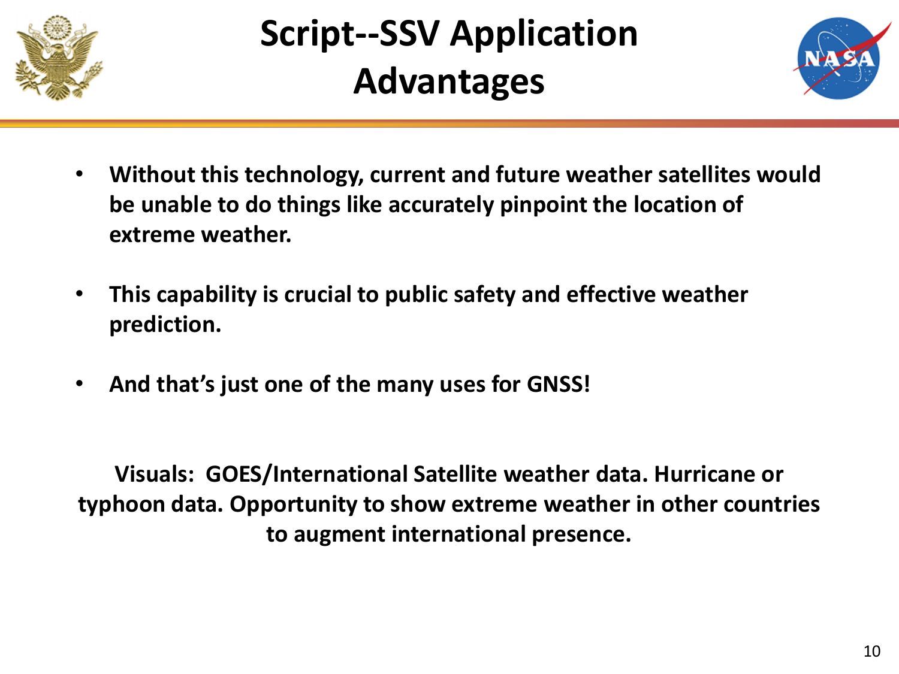# Script--SSV Application Advantages

- **Without this technology, current and future weather satellites would be unable to do things like accurately pinpoint the location of extreme weather.**
- **This capability is crucial to public safety and effective weather prediction.**
- **And that's just one of the many uses for GNSS!**

**Visuals: GOES/International Satellite weather data. Hurricane or typhoon data. Opportunity to show extreme weather in other countries to augment international presence.**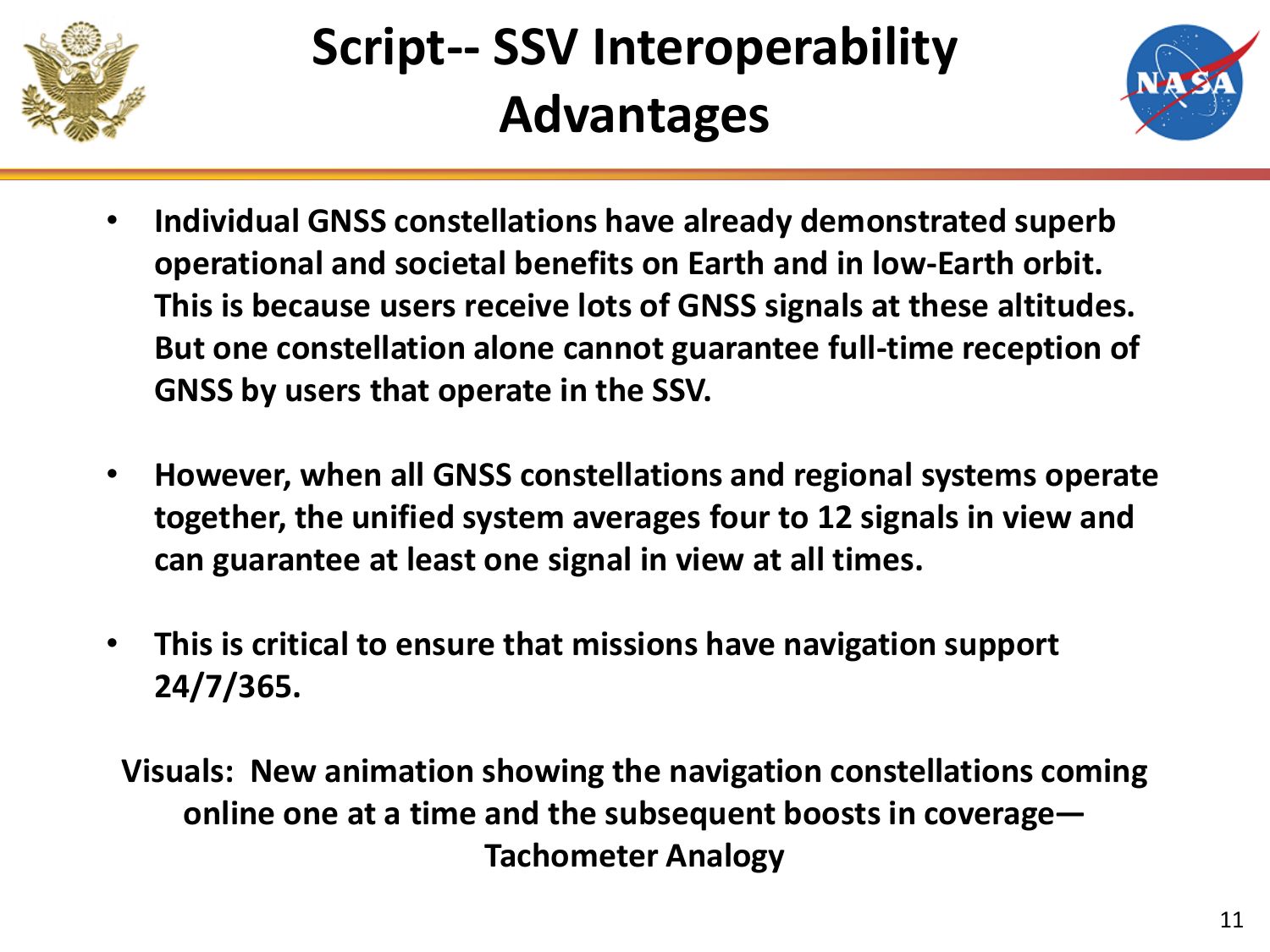# Script-- SSV Interoperability Advantages

- **Individual GNSS constellations have already demonstrated superb operational and societal benefits on Earth and in low-Earth orbit. This is because users receive lots of GNSS signals at these altitudes. But one constellation alone cannot guarantee full-time reception of GNSS by users that operate in the SSV.**

- **However, when all GNSS constellations and regional systems operate together, the unified system averages four to 12 signals in view and can guarantee at least one signal in view at all times.**

- **This is critical to ensure that missions have navigation support 24/7/365.**

**Visuals: New animation showing the navigation constellations coming online one at a time and the subsequent boosts in coverage— Tachometer Analogy**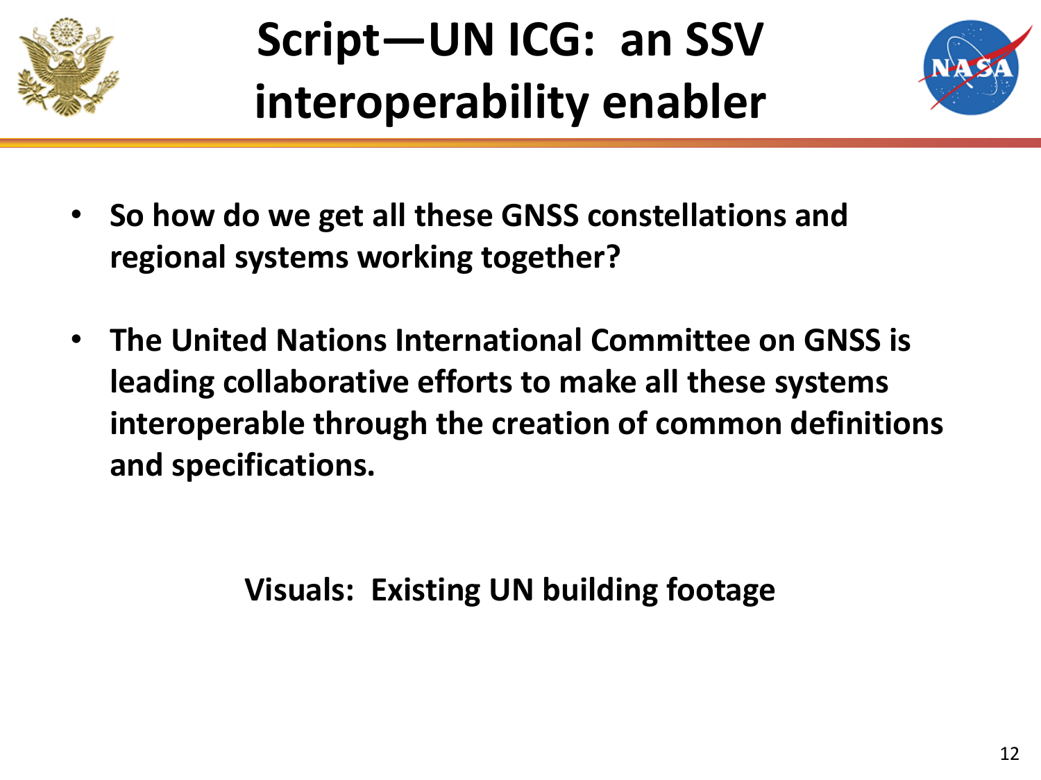# Script—UN ICG: an SSV interoperability enabler

- **So how do we get all these GNSS constellations and regional systems working together?**
- **The United Nations International Committee on GNSS is leading collaborative efforts to make all these systems interoperable through the creation of common definitions and specifications.**

**Visuals: Existing UN building footage**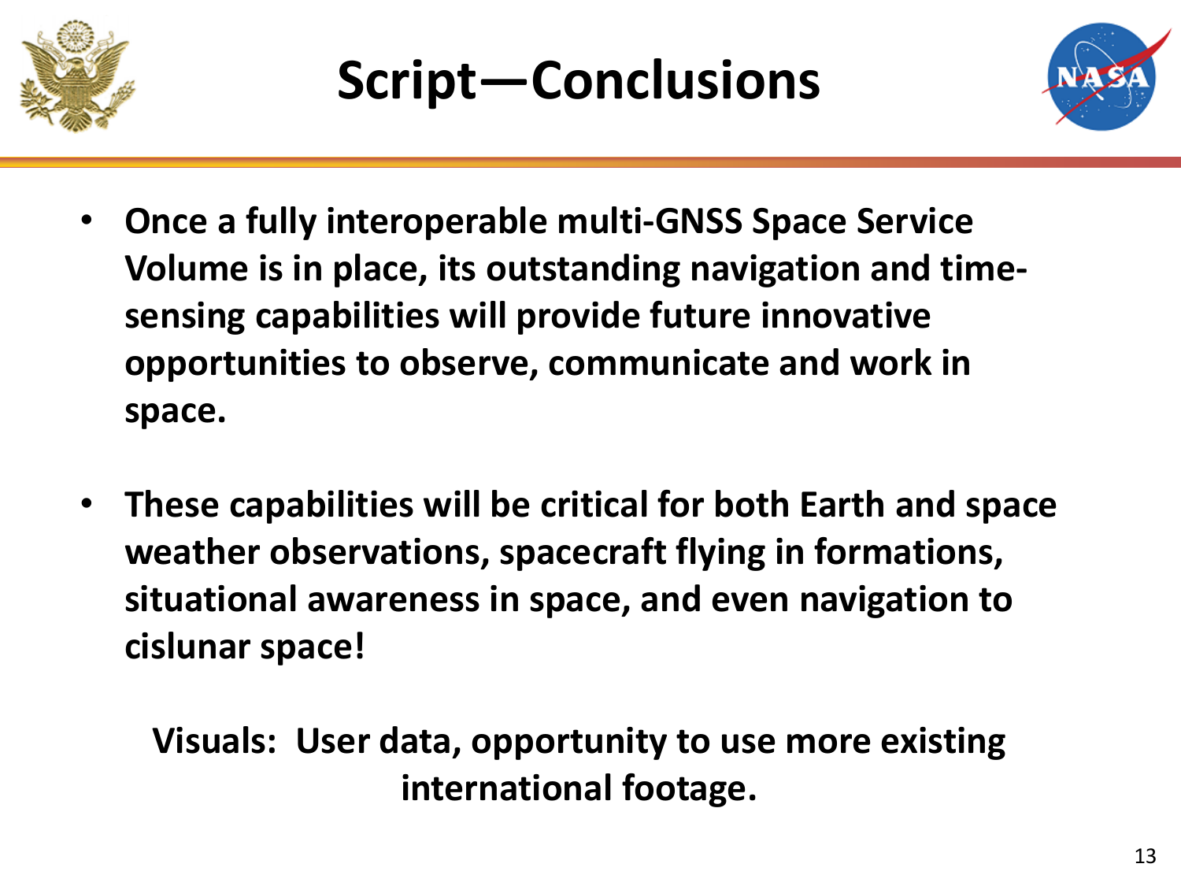# Script—Conclusions

- Once a fully interoperable multi-GNSS Space Service Volume is in place, its outstanding navigation and time-sensing capabilities will provide future innovative opportunities to observe, communicate and work in space.
- These capabilities will be critical for both Earth and space weather observations, spacecraft flying in formations, situational awareness in space, and even navigation to cislunar space!

Visuals: User data, opportunity to use more existing international footage.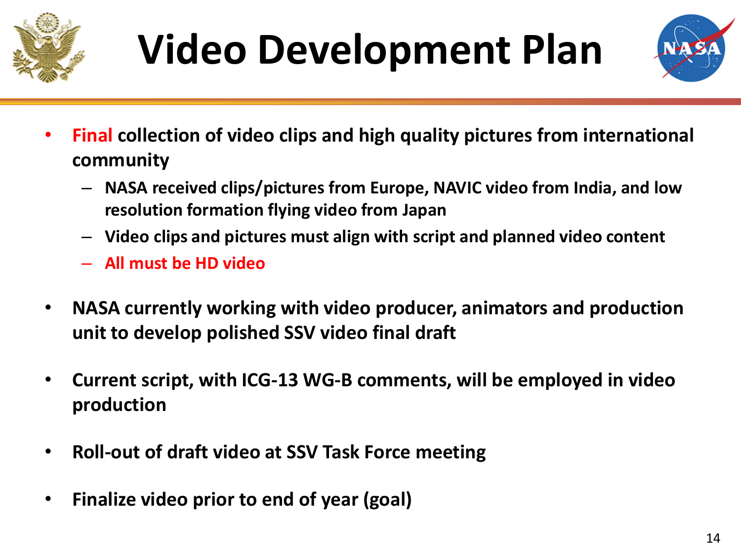# Video Development Plan

- **Final collection of video clips and high quality pictures from international community**
  - **NASA received clips/pictures from Europe, NAVIC video from India, and low resolution formation flying video from Japan**
  - **Video clips and pictures must align with script and planned video content**
  - **All must be HD video**
- **NASA currently working with video producer, animators and production unit to develop polished SSV video final draft**
- **Current script, with ICG-13 WG-B comments, will be employed in video production**
- **Roll-out of draft video at SSV Task Force meeting**
- **Finalize video prior to end of year (goal)**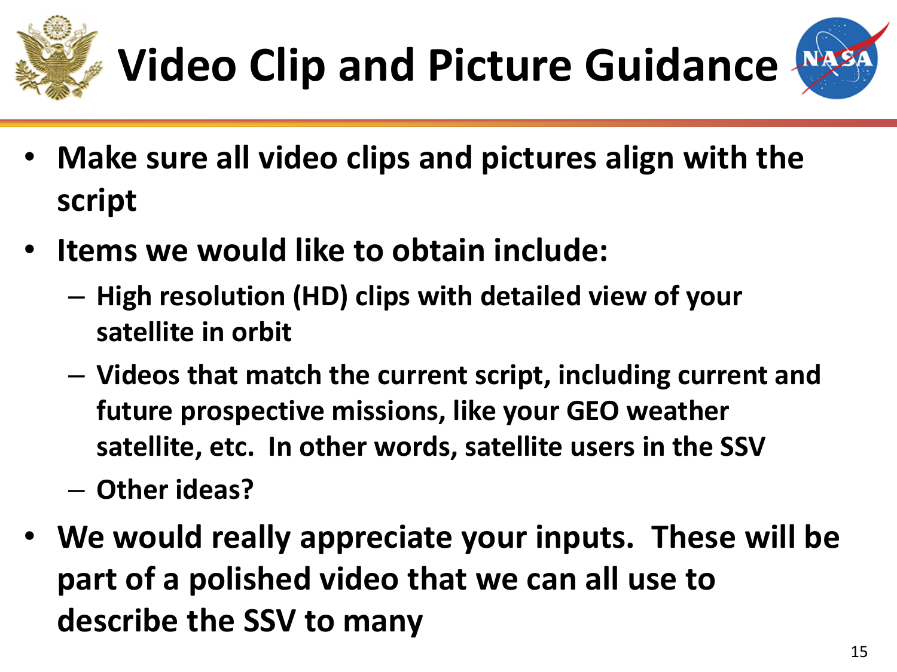# Video Clip and Picture Guidance

- Make sure all video clips and pictures align with the script
- Items we would like to obtain include:
  - High resolution (HD) clips with detailed view of your satellite in orbit
  - Videos that match the current script, including current and future prospective missions, like your GEO weather satellite, etc. In other words, satellite users in the SSV
  - Other ideas?
- We would really appreciate your inputs. These will be part of a polished video that we can all use to describe the SSV to many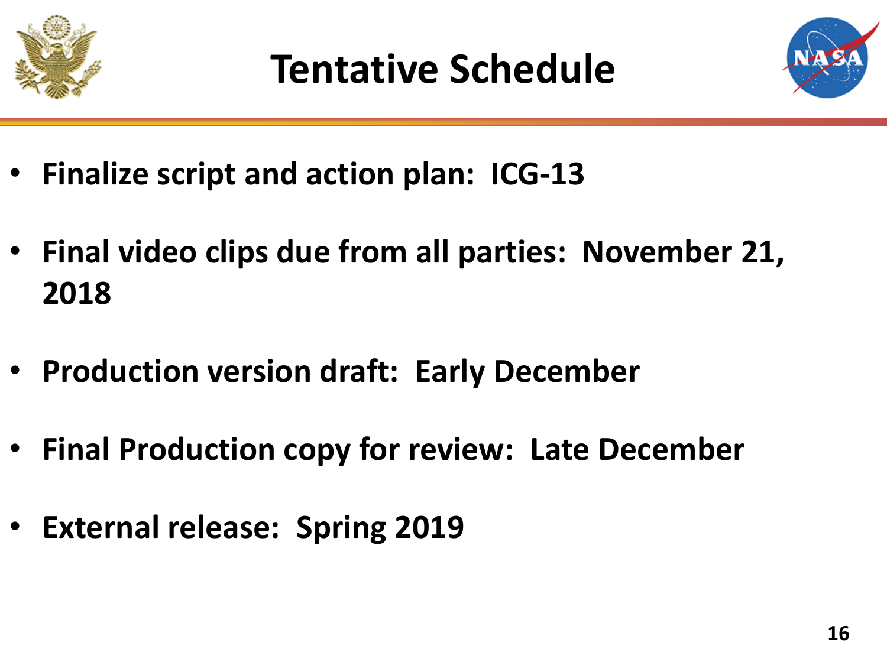# Tentative Schedule

- **Finalize script and action plan: ICG-13**
- **Final video clips due from all parties: November 21, 2018**
- **Production version draft: Early December**
- **Final Production copy for review: Late December**
- **External release: Spring 2019**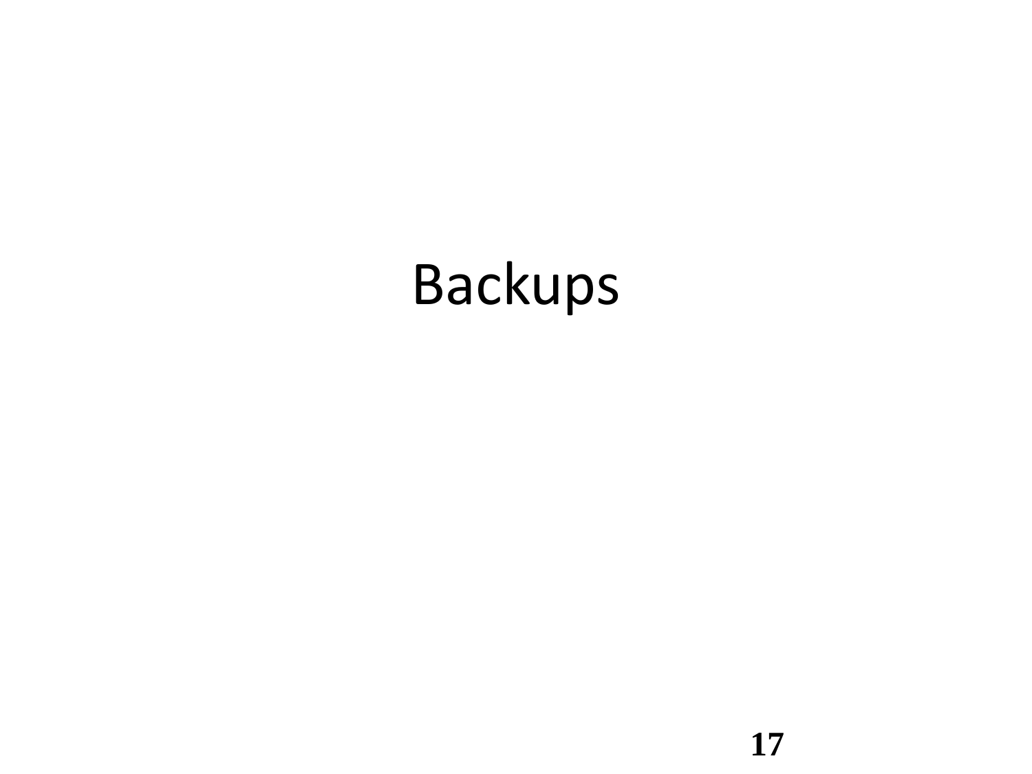# Backups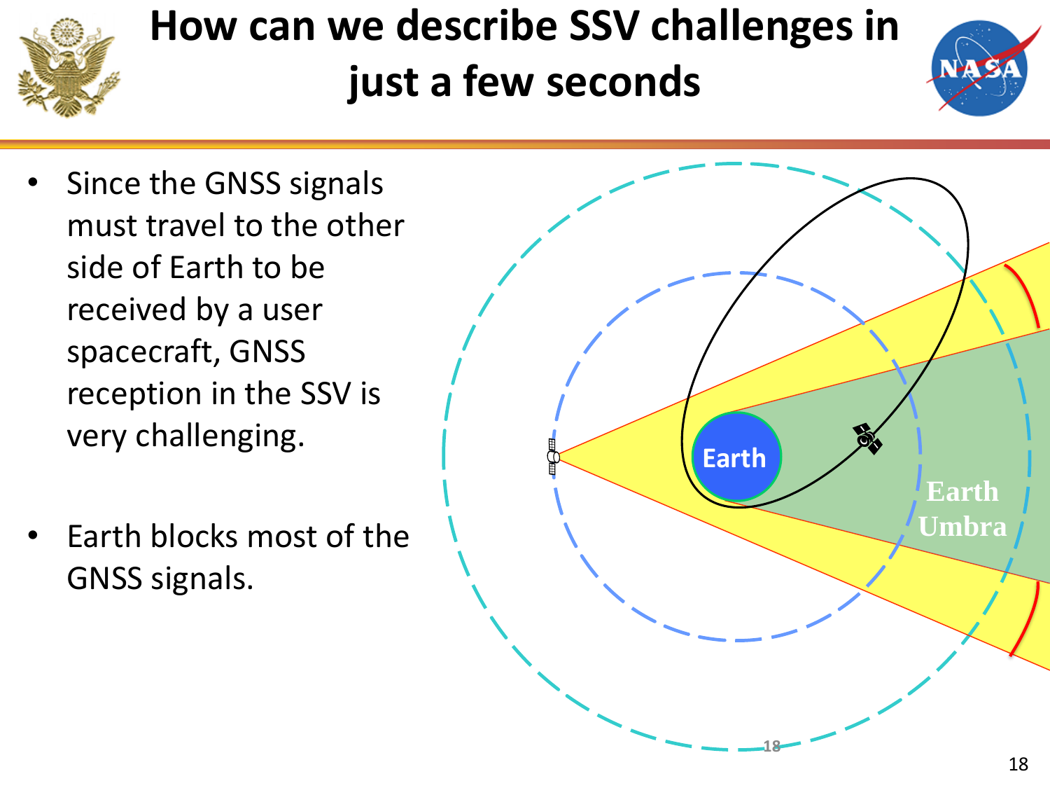# How can we describe SSV challenges in just a few seconds

- Since the GNSS signals must travel to the other side of Earth to be received by a user spacecraft, GNSS reception in the SSV is very challenging.
- Earth blocks most of the GNSS signals.

Earth

Earth Umbra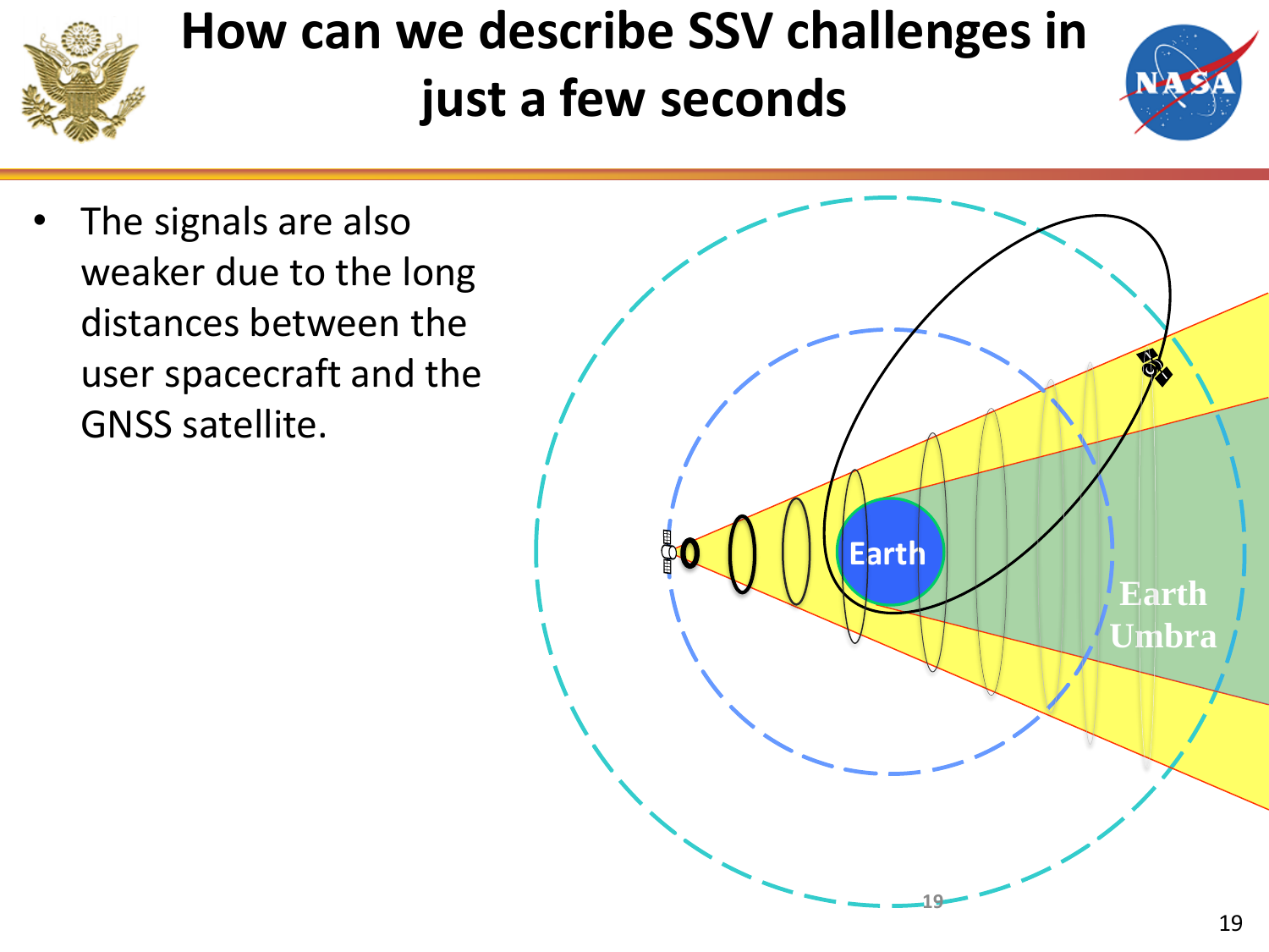# How can we describe SSV challenges in just a few seconds

- The signals are also weaker due to the long distances between the user spacecraft and the GNSS satellite.

Earth

Earth Umbra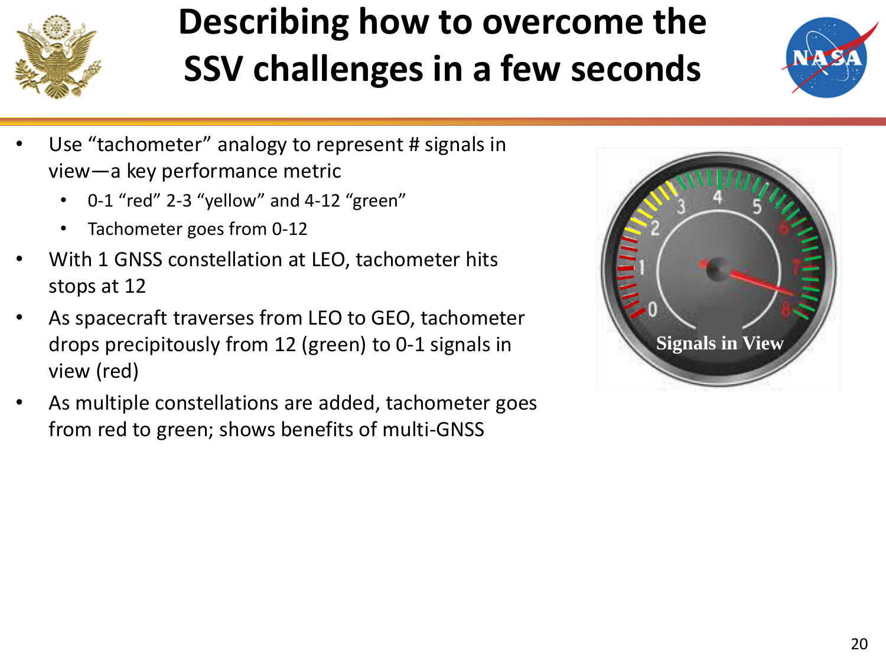# Describing how to overcome the SSV challenges in a few seconds

- Use "tachometer" analogy to represent # signals in view—a key performance metric
  - 0-1 "red" 2-3 "yellow" and 4-12 "green"
  - Tachometer goes from 0-12
- With 1 GNSS constellation at LEO, tachometer hits stops at 12
- As spacecraft traverses from LEO to GEO, tachometer drops precipitously from 12 (green) to 0-1 signals in view (red)
- As multiple constellations are added, tachometer goes from red to green; shows benefits of multi-GNSS

0 1 2 3 4 5 6 7 8

Signals in View